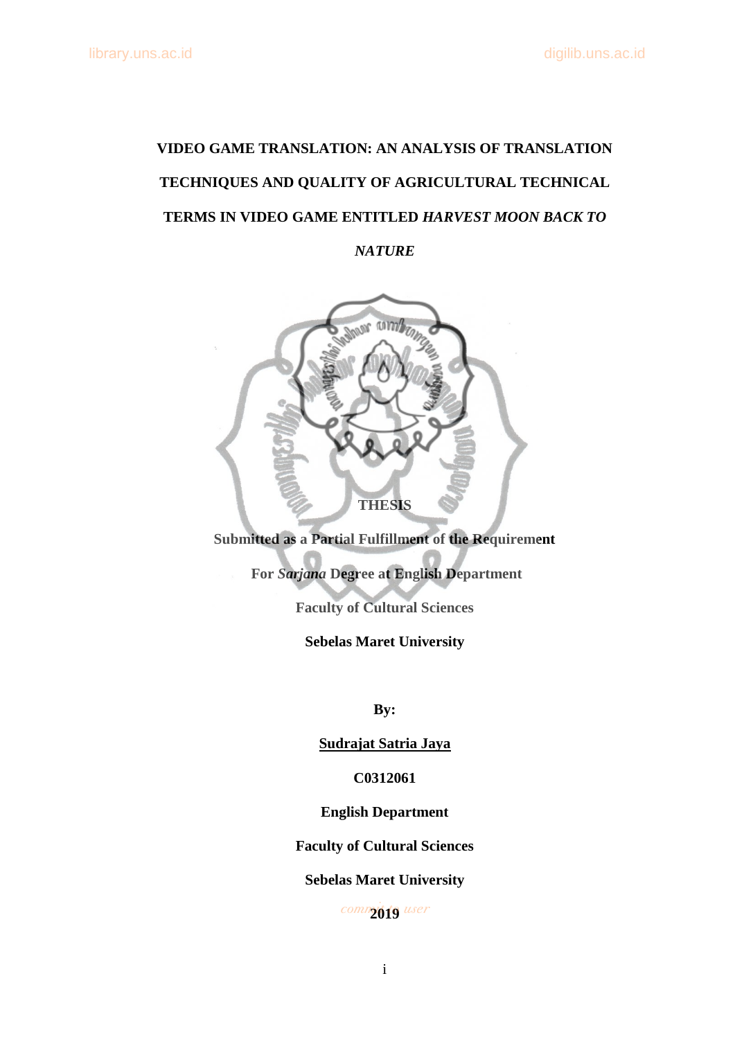# VIDEO GAME TRANSLATION: AN ANALYSIS OF TRANSLATION TECHNIQUES AND QUALITY OF AGRICULTURAL TECHNICAL TERMS IN VIDEO GAME ENTITLED *HARVEST MOON BACK TO NATURE*

**THESIS**

**Submitted as a Partial Fulfillment of the Requirement**

**For *Sarjana* Degree at English Department**

**Faculty of Cultural Sciences**

**Sebelas Maret University**

**By:**

**Sudrajat Satria Jaya**

**C0312061**

**English Department**

**Faculty of Cultural Sciences**

**Sebelas Maret University**

**2019**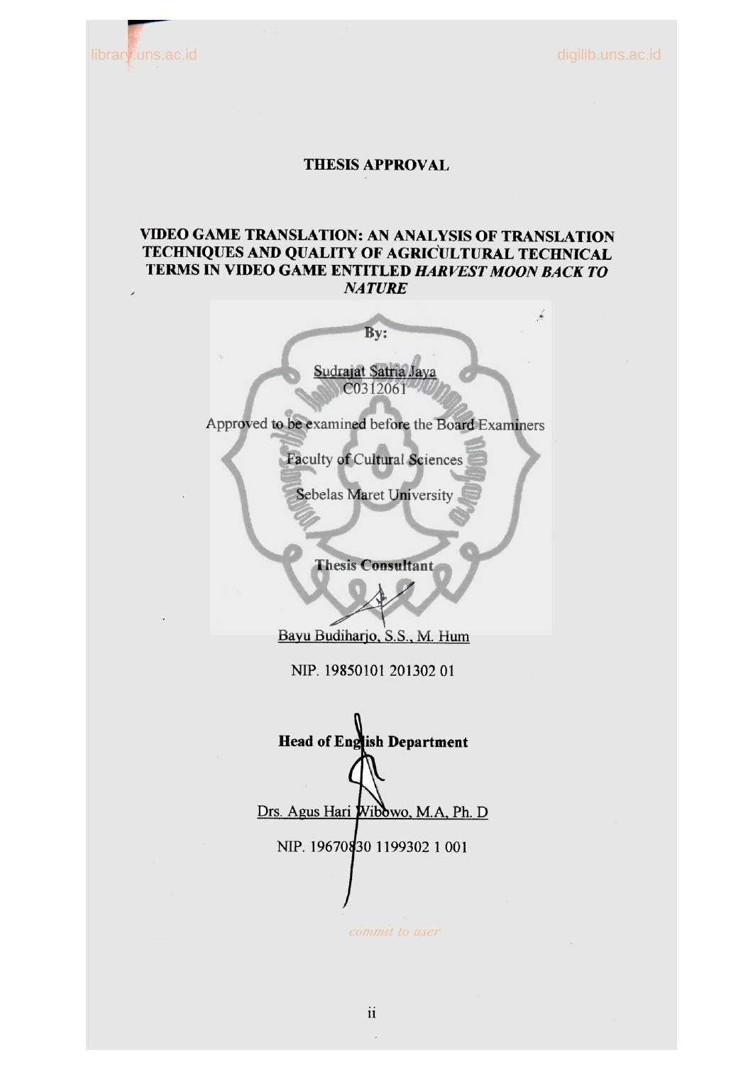# THESIS APPROVAL

## VIDEO GAME TRANSLATION: AN ANALYSIS OF TRANSLATION TECHNIQUES AND QUALITY OF AGRICULTURAL TECHNICAL TERMS IN VIDEO GAME ENTITLED *HARVEST MOON BACK TO NATURE*

**By:**

Sudrajat Satria Jaya
C0312061

Approved to be examined before the Board Examiners

Faculty of Cultural Sciences

Sebelas Maret University

**Thesis Consultant**

Bayu Budiharjo, S.S., M. Hum

NIP. 19850101 201302 01

**Head of English Department**

Drs. Agus Hari Wibowo, M.A, Ph. D

NIP. 19670830 1199302 1 001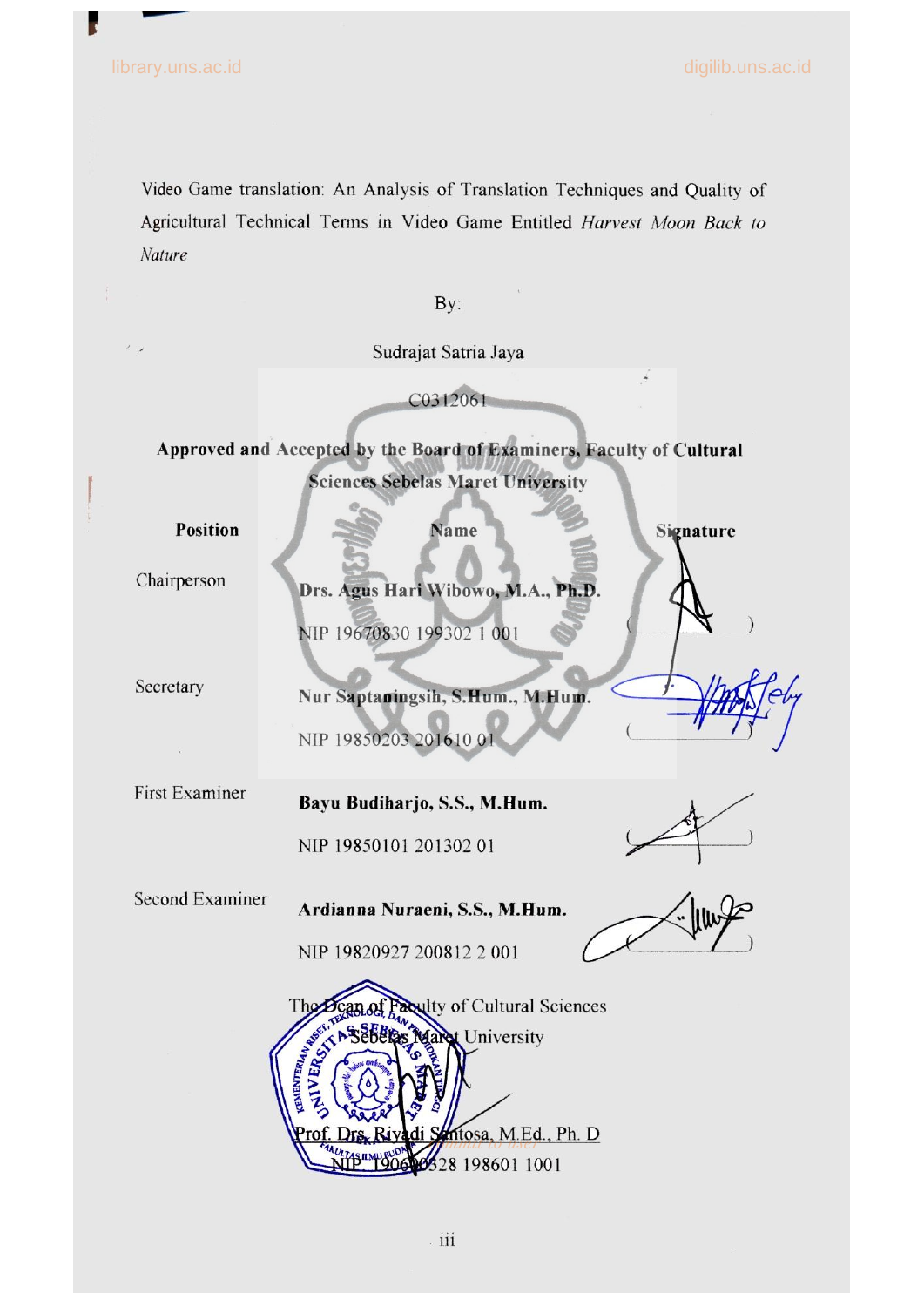Video Game translation: An Analysis of Translation Techniques and Quality of Agricultural Technical Terms in Video Game Entitled *Harvest Moon Back to Nature*

By:

Sudrajat Satria Jaya

C0312061

**Approved and Accepted by the Board of Examiners, Faculty of Cultural Sciences Sebelas Maret University**

| **Position** | **Name** | **Signature** |
|---|---|---|
| Chairperson | **Drs. Agus Hari Wibowo, M.A., Ph.D.**<br>NIP 19670830 199302 1 001 | ( ) |
| Secretary | **Nur Saptaningsih, S.Hum., M.Hum.**<br>NIP 19850203 201610 01 | ( ) |
| First Examiner | **Bayu Budiharjo, S.S., M.Hum.**<br>NIP 19850101 201302 01 | ( ) |
| Second Examiner | **Ardianna Nuraeni, S.S., M.Hum.**<br>NIP 19820927 200812 2 001 | ( ) |

The Dean of Faculty of Cultural Sciences
Sebelas Maret University

Prof. Drs. Riyadi Santosa, M.Ed., Ph. D
NIP 19600328 198601 1001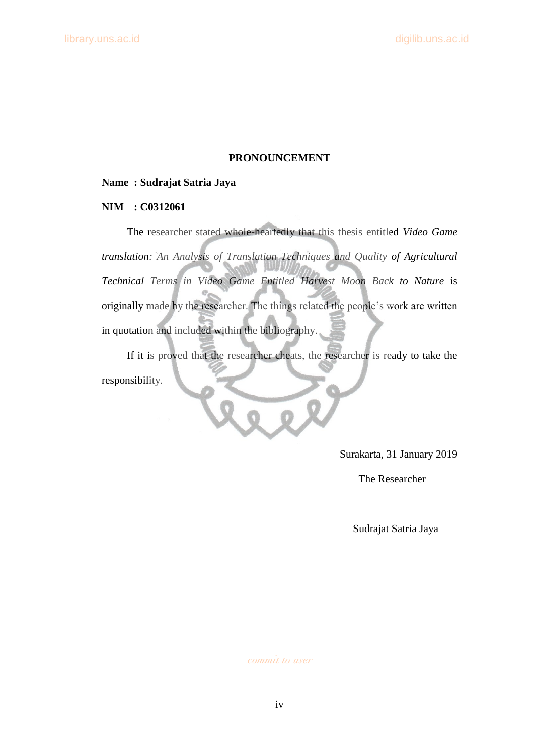# PRONOUNCEMENT

**Name : Sudrajat Satria Jaya**

**NIM : C0312061**

The researcher stated whole-heartedly that this thesis entitled *Video Game translation: An Analysis of Translation Techniques and Quality of Agricultural Technical Terms in Video Game Entitled Harvest Moon Back to Nature* is originally made by the researcher. The things related the people's work are written in quotation and included within the bibliography.

If it is proved that the researcher cheats, the researcher is ready to take the responsibility.

Surakarta, 31 January 2019

The Researcher

Sudrajat Satria Jaya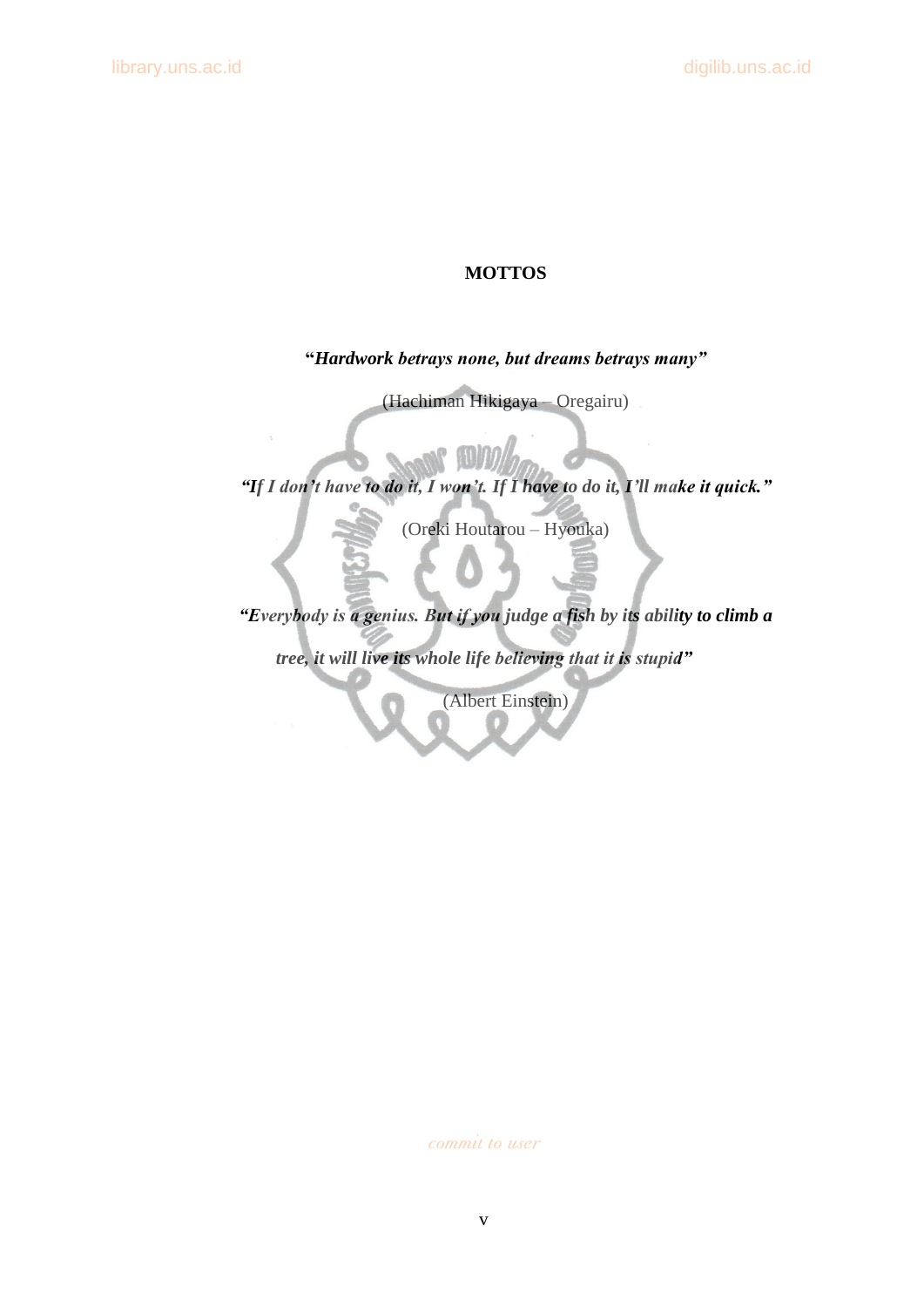# MOTTOS

***"Hardwork betrays none, but dreams betrays many"***

(Hachiman Hikigaya – Oregairu)

***"If I don't have to do it, I won't. If I have to do it, I'll make it quick."***

(Oreki Houtarou – Hyouka)

***"Everybody is a genius. But if you judge a fish by its ability to climb a tree, it will live its whole life believing that it is stupid"***

(Albert Einstein)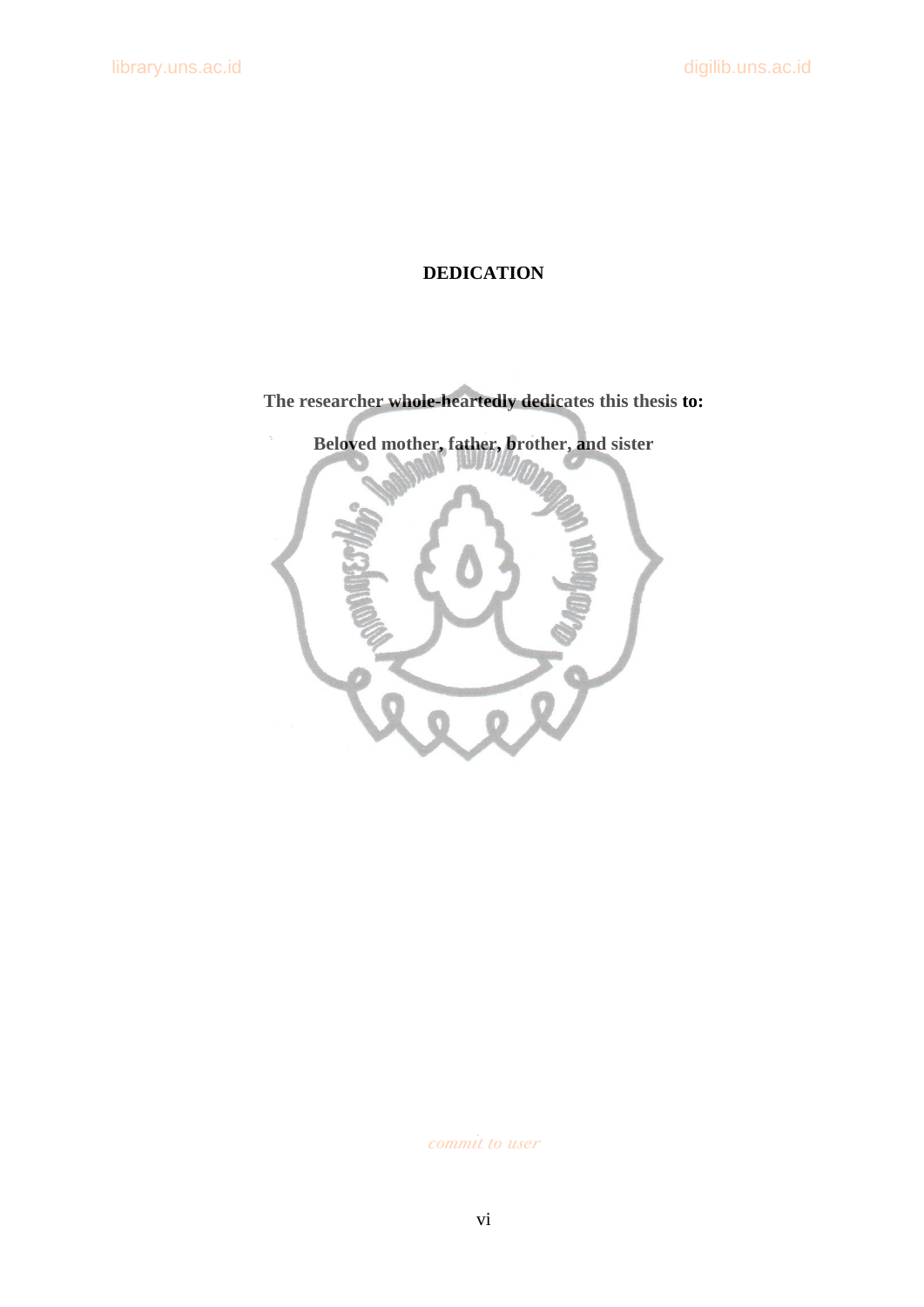# DEDICATION

**The researcher whole-heartedly dedicates this thesis to:**

**Beloved mother, father, brother, and sister**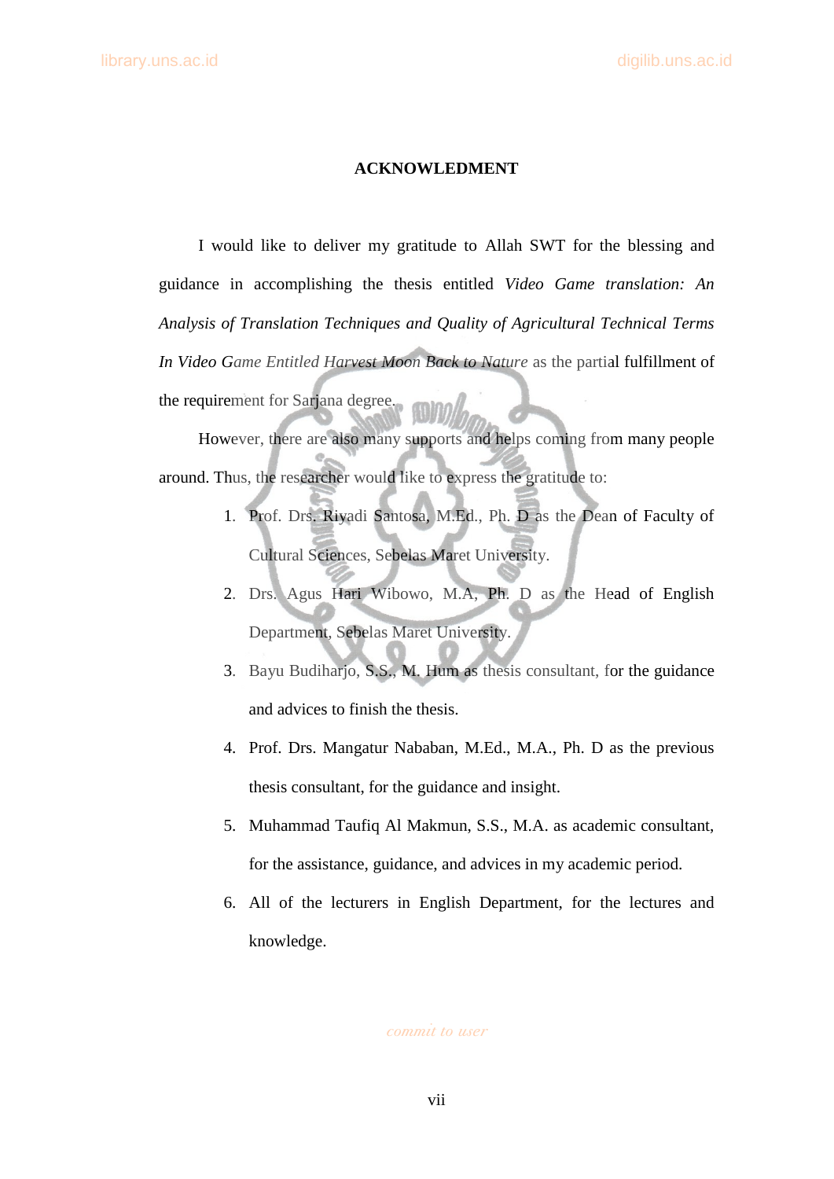## ACKNOWLEDMENT

I would like to deliver my gratitude to Allah SWT for the blessing and guidance in accomplishing the thesis entitled *Video Game translation: An Analysis of Translation Techniques and Quality of Agricultural Technical Terms In Video Game Entitled Harvest Moon Back to Nature* as the partial fulfillment of the requirement for Sarjana degree.

However, there are also many supports and helps coming from many people around. Thus, the researcher would like to express the gratitude to:

1. Prof. Drs. Riyadi Santosa, M.Ed., Ph. D as the Dean of Faculty of Cultural Sciences, Sebelas Maret University.
2. Drs. Agus Hari Wibowo, M.A, Ph. D as the Head of English Department, Sebelas Maret University.
3. Bayu Budiharjo, S.S., M. Hum as thesis consultant, for the guidance and advices to finish the thesis.
4. Prof. Drs. Mangatur Nababan, M.Ed., M.A., Ph. D as the previous thesis consultant, for the guidance and insight.
5. Muhammad Taufiq Al Makmun, S.S., M.A. as academic consultant, for the assistance, guidance, and advices in my academic period.
6. All of the lecturers in English Department, for the lectures and knowledge.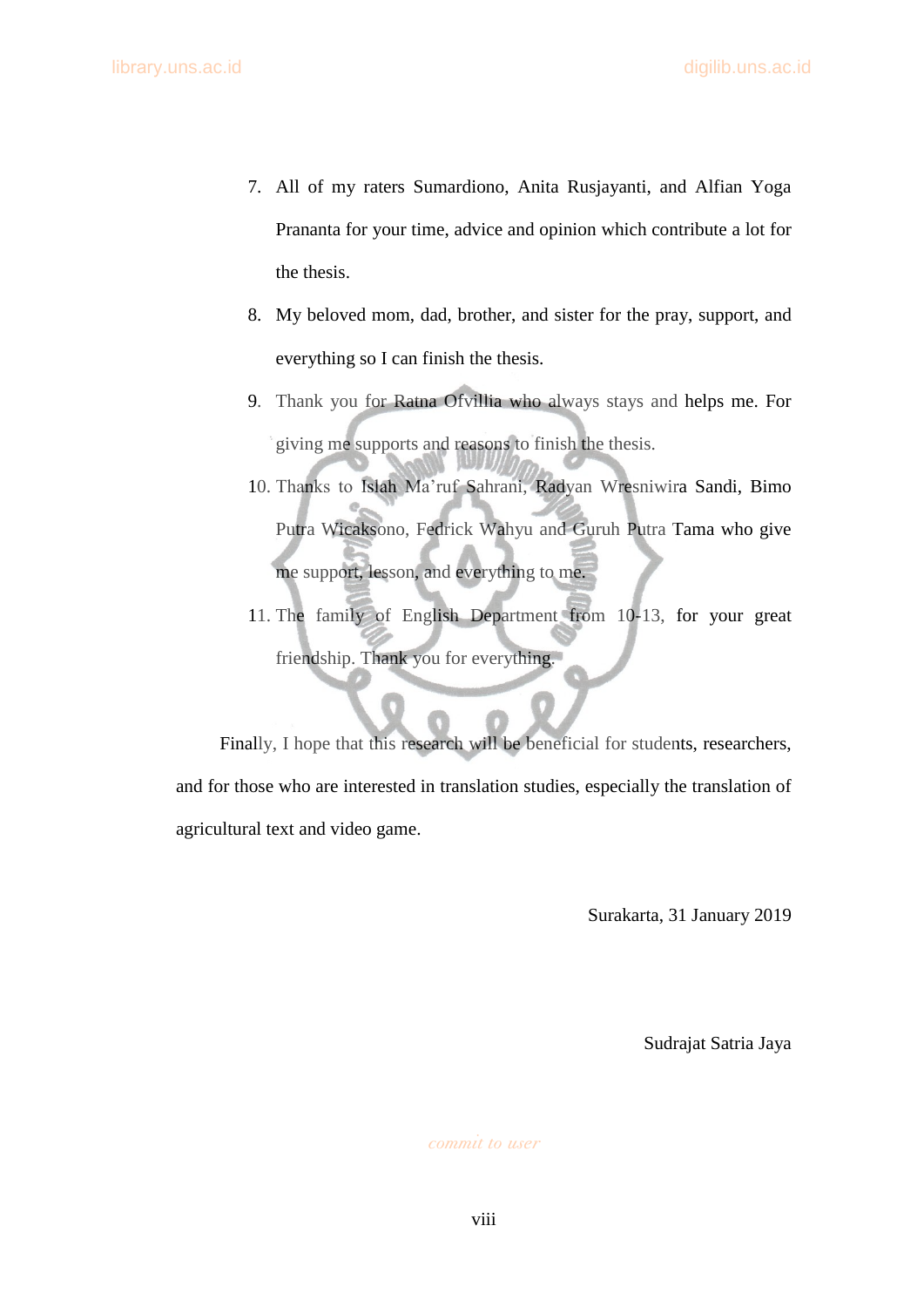7. All of my raters Sumardiono, Anita Rusjayanti, and Alfian Yoga Prananta for your time, advice and opinion which contribute a lot for the thesis.
8. My beloved mom, dad, brother, and sister for the pray, support, and everything so I can finish the thesis.
9. Thank you for Ratna Ofvillia who always stays and helps me. For giving me supports and reasons to finish the thesis.
10. Thanks to Islah Ma'ruf Sahrani, Radyan Wresniwira Sandi, Bimo Putra Wicaksono, Fedrick Wahyu and Guruh Putra Tama who give me support, lesson, and everything to me.
11. The family of English Department from 10-13, for your great friendship. Thank you for everything.

Finally, I hope that this research will be beneficial for students, researchers, and for those who are interested in translation studies, especially the translation of agricultural text and video game.

Surakarta, 31 January 2019

Sudrajat Satria Jaya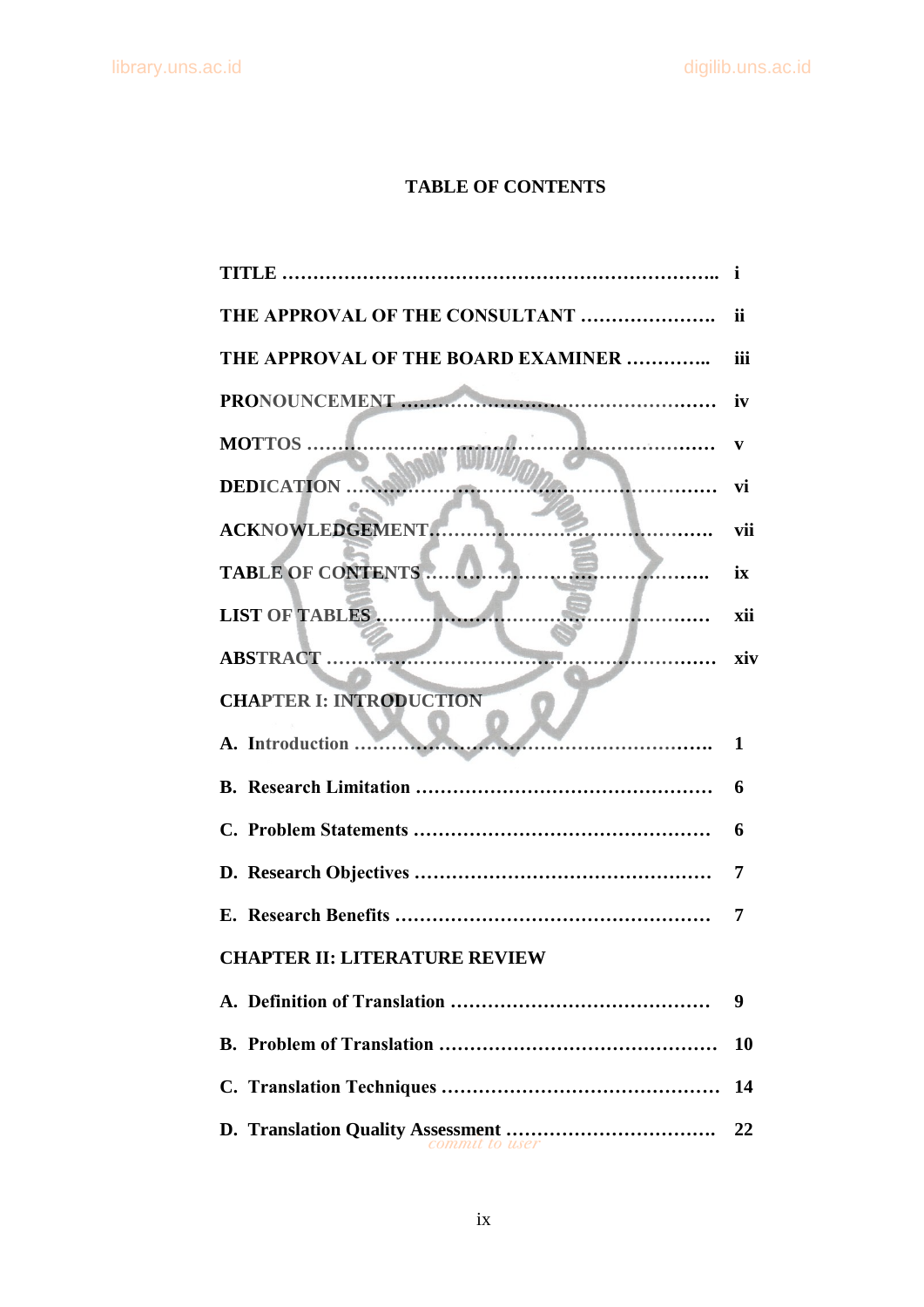# TABLE OF CONTENTS

**TITLE ………………………………………………………………….. i**

**THE APPROVAL OF THE CONSULTANT …………………. ii**

**THE APPROVAL OF THE BOARD EXAMINER ………….. iii**

**PRONOUNCEMENT …………………………………………… iv**

**MOTTOS ………………………………………………………… v**

**DEDICATION …………………………………………………… vi**

**ACKNOWLEDGEMENT………………………………………. vii**

**TABLE OF CONTENTS ……………………………………….. ix**

**LIST OF TABLES ……………………………………………… xii**

**ABSTRACT ……………………………………………………… xiv**

**CHAPTER I: INTRODUCTION**

**A. Introduction ………………………………………………. 1**

**B. Research Limitation ……………………………………… 6**

**C. Problem Statements ……………………………………… 6**

**D. Research Objectives ……………………………………… 7**

**E. Research Benefits ………………………………………… 7**

**CHAPTER II: LITERATURE REVIEW**

**A. Definition of Translation ………………………………… 9**

**B. Problem of Translation …………………………………… 10**

**C. Translation Techniques …………………………………… 14**

**D. Translation Quality Assessment …………………………. 22**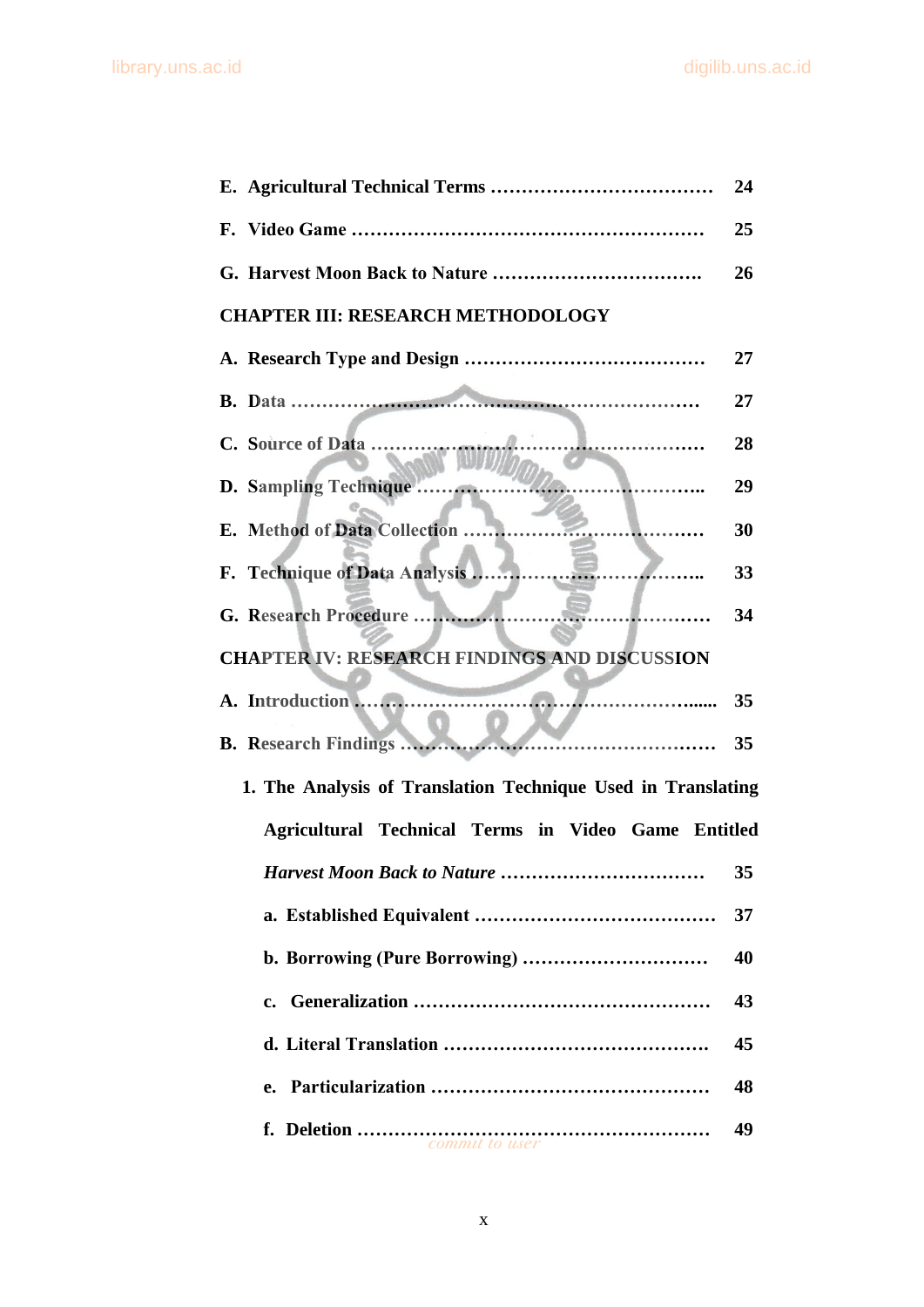**E. Agricultural Technical Terms ……………………………… 24**

**F. Video Game ………………………………………………… 25**

**G. Harvest Moon Back to Nature ……………………………. 26**

**CHAPTER III: RESEARCH METHODOLOGY**

**A. Research Type and Design ………………………………… 27**

**B. Data ………………………………………………………… 27**

**C. Source of Data ……………………………………………… 28**

**D. Sampling Technique ……………………………………….. 29**

**E. Method of Data Collection ………………………………… 30**

**F. Technique of Data Analysis ……………………………….. 33**

**G. Research Procedure ………………………………………… 34**

**CHAPTER IV: RESEARCH FINDINGS AND DISCUSSION**

**A. Introduction …………………………………………....... 35**

**B. Research Findings ………………………………………… 35**

**1. The Analysis of Translation Technique Used in Translating Agricultural Technical Terms in Video Game Entitled *Harvest Moon Back to Nature* …………………………… 35**

**a. Established Equivalent ………………………………… 37**

**b. Borrowing (Pure Borrowing) ………………………… 40**

**c. Generalization ………………………………………… 43**

**d. Literal Translation ……………………………………. 45**

**e. Particularization ……………………………………… 48**

**f. Deletion ………………………………………………… 49**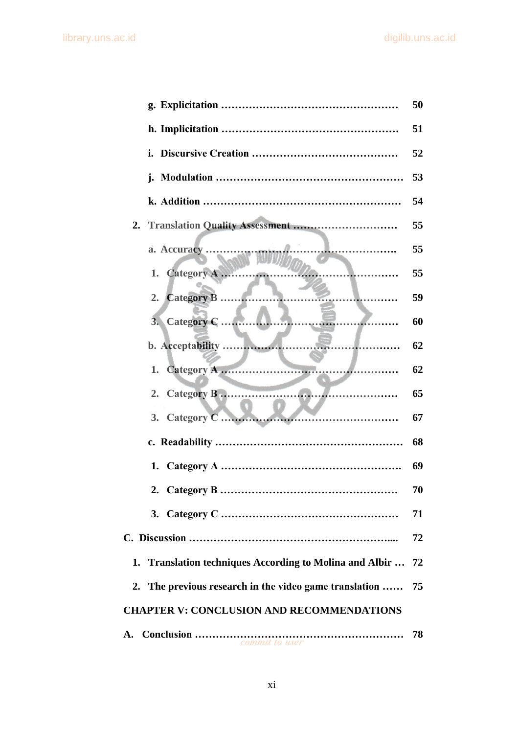g. Explicitation ........................................................ 50

h. Implicitation ......................................................... 51

i. Discursive Creation ............................................. 52

j. Modulation .............................................................. 53

k. Addition .................................................................. 54

2. Translation Quality Assessment ................................ 55

a. Accuracy .................................................................. 55

1. Category A ............................................................ 55

2. Category B ............................................................ 59

3. Category C ............................................................ 60

b. Acceptability ......................................................... 62

1. Category A ............................................................ 62

2. Category B ............................................................ 65

3. Category C ............................................................ 67

c. Readability ............................................................. 68

1. Category A ............................................................ 69

2. Category B ............................................................ 70

3. Category C ............................................................ 71

C. Discussion ................................................................... 72

1. Translation techniques According to Molina and Albir ... 72

2. The previous research in the video game translation ...... 75

CHAPTER V: CONCLUSION AND RECOMMENDATIONS

A. Conclusion ................................................................. 78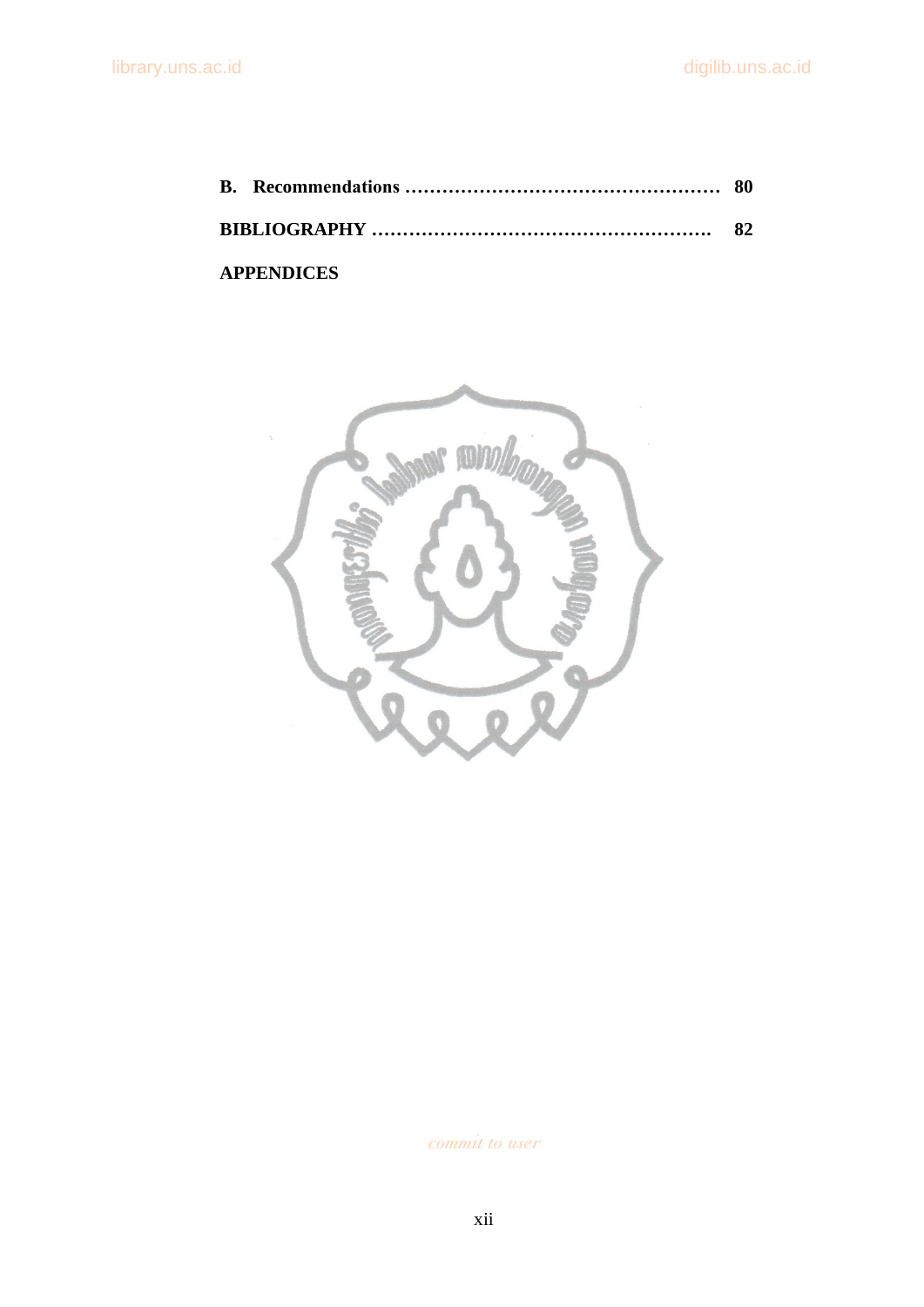**B. Recommendations ................................................ 80**

**BIBLIOGRAPHY ................................................. 82**

**APPENDICES**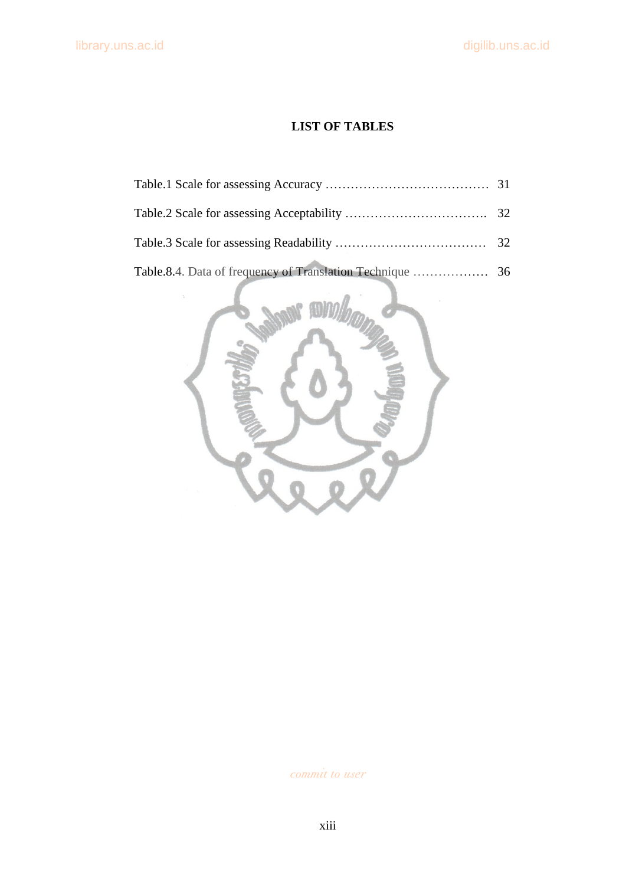# LIST OF TABLES

Table.1 Scale for assessing Accuracy ………………………………… 31

Table.2 Scale for assessing Acceptability ……………………………. 32

Table.3 Scale for assessing Readability ……………………………… 32

Table.8.4. Data of frequency of Translation Technique ……………… 36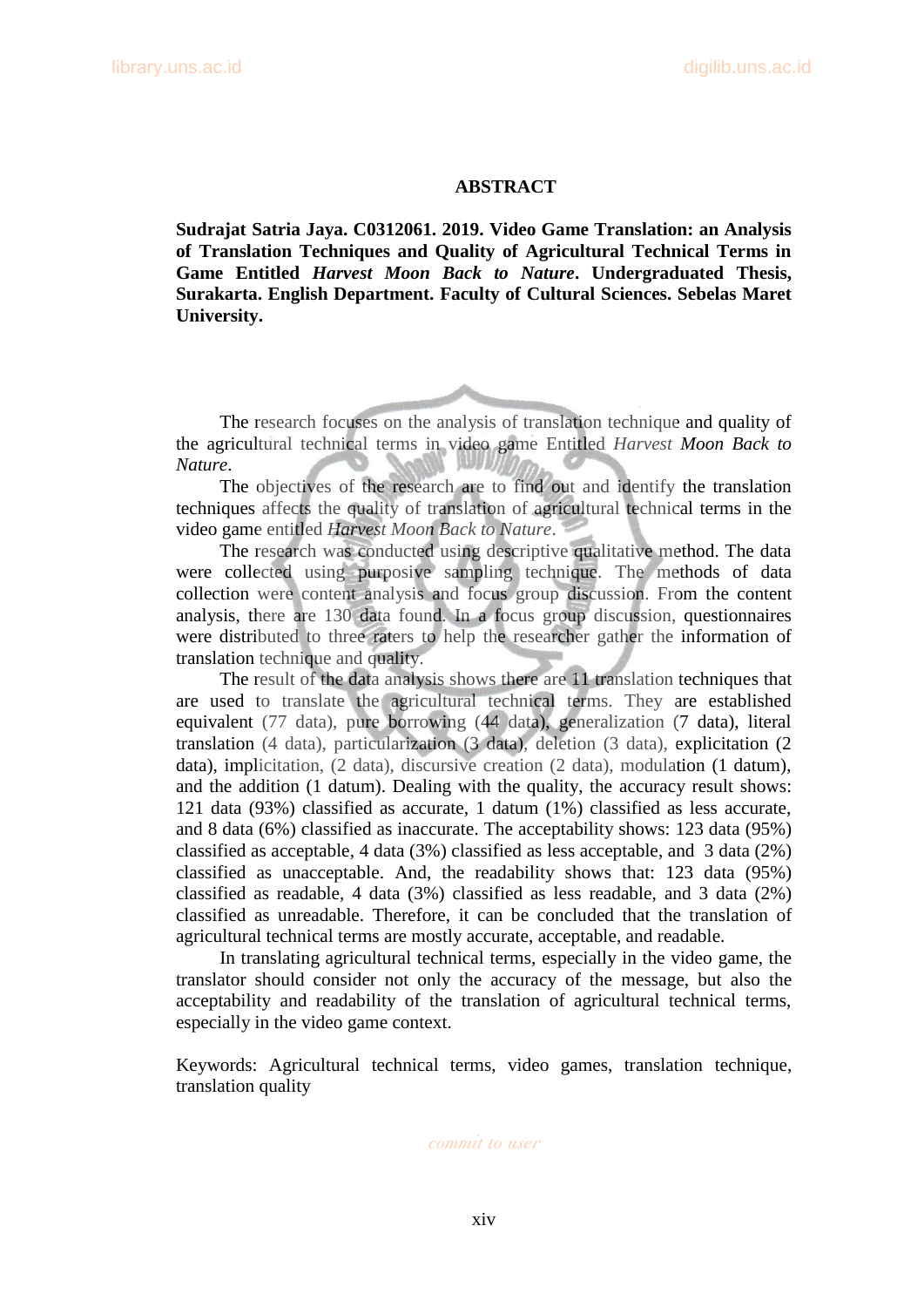# ABSTRACT

**Sudrajat Satria Jaya. C0312061. 2019. Video Game Translation: an Analysis of Translation Techniques and Quality of Agricultural Technical Terms in Game Entitled *Harvest Moon Back to Nature*. Undergraduated Thesis, Surakarta. English Department. Faculty of Cultural Sciences. Sebelas Maret University.**

The research focuses on the analysis of translation technique and quality of the agricultural technical terms in video game Entitled *Harvest Moon Back to Nature*.

The objectives of the research are to find out and identify the translation techniques affects the quality of translation of agricultural technical terms in the video game entitled *Harvest Moon Back to Nature*.

The research was conducted using descriptive qualitative method. The data were collected using purposive sampling technique. The methods of data collection were content analysis and focus group discussion. From the content analysis, there are 130 data found. In a focus group discussion, questionnaires were distributed to three raters to help the researcher gather the information of translation technique and quality.

The result of the data analysis shows there are 11 translation techniques that are used to translate the agricultural technical terms. They are established equivalent (77 data), pure borrowing (44 data), generalization (7 data), literal translation (4 data), particularization (3 data), deletion (3 data), explicitation (2 data), implicitation, (2 data), discursive creation (2 data), modulation (1 datum), and the addition (1 datum). Dealing with the quality, the accuracy result shows: 121 data (93%) classified as accurate, 1 datum (1%) classified as less accurate, and 8 data (6%) classified as inaccurate. The acceptability shows: 123 data (95%) classified as acceptable, 4 data (3%) classified as less acceptable, and 3 data (2%) classified as unacceptable. And, the readability shows that: 123 data (95%) classified as readable, 4 data (3%) classified as less readable, and 3 data (2%) classified as unreadable. Therefore, it can be concluded that the translation of agricultural technical terms are mostly accurate, acceptable, and readable.

In translating agricultural technical terms, especially in the video game, the translator should consider not only the accuracy of the message, but also the acceptability and readability of the translation of agricultural technical terms, especially in the video game context.

Keywords: Agricultural technical terms, video games, translation technique, translation quality